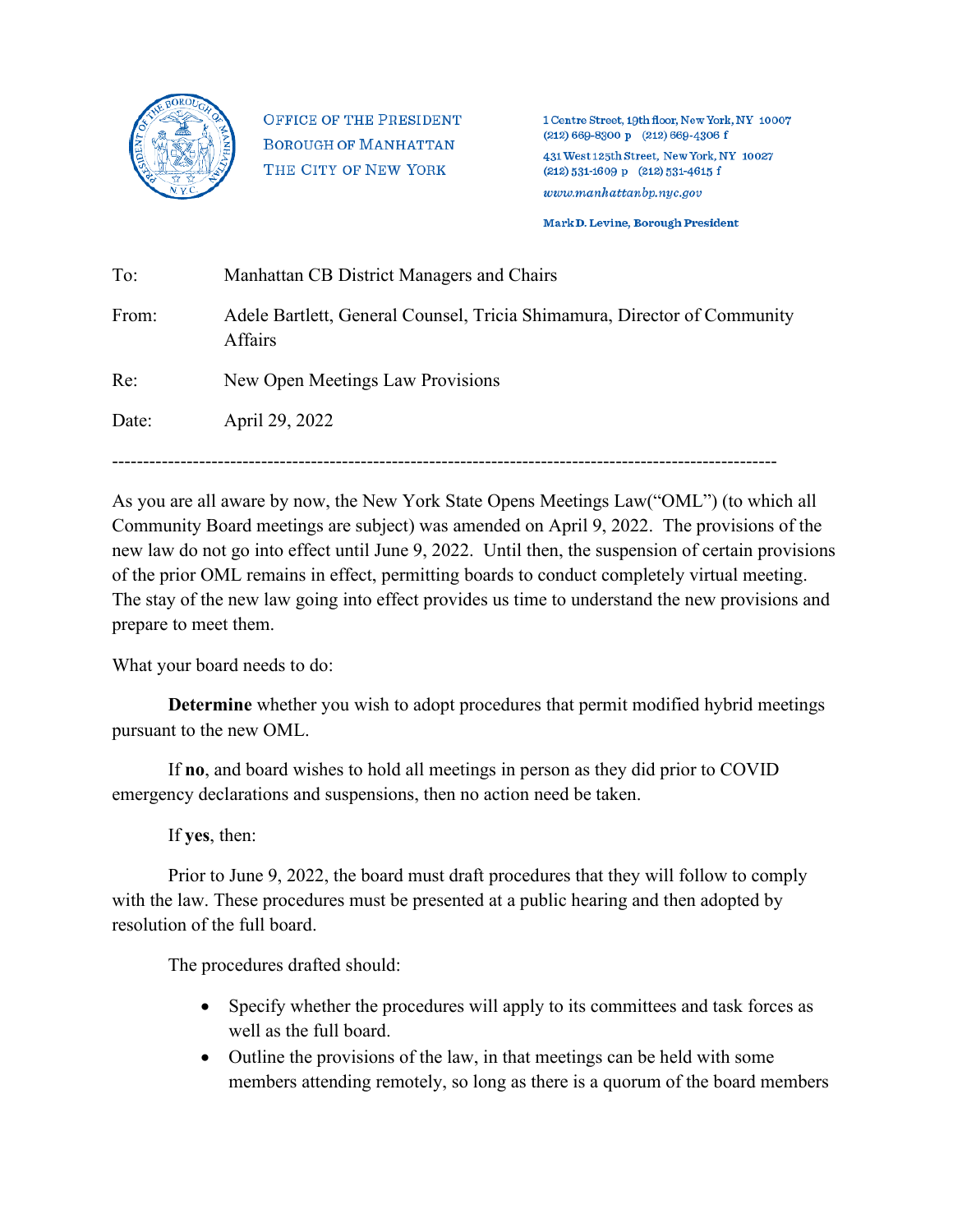OFFICE OF THE PRESIDENT
BOROUGH OF MANHATTAN
THE CITY OF NEW YORK

1 Centre Street, 19th floor, New York, NY 10007
(212) 669-8300 p (212) 669-4306 f

431 West 125th Street, New York, NY 10027
(212) 531-1609 p (212) 531-4615 f

*www.manhattanbp.nyc.gov*

**Mark D. Levine, Borough President**

To: Manhattan CB District Managers and Chairs

From: Adele Bartlett, General Counsel, Tricia Shimamura, Director of Community Affairs

Re: New Open Meetings Law Provisions

Date: April 29, 2022

---

As you are all aware by now, the New York State Opens Meetings Law("OML") (to which all Community Board meetings are subject) was amended on April 9, 2022. The provisions of the new law do not go into effect until June 9, 2022. Until then, the suspension of certain provisions of the prior OML remains in effect, permitting boards to conduct completely virtual meeting. The stay of the new law going into effect provides us time to understand the new provisions and prepare to meet them.

What your board needs to do:

**Determine** whether you wish to adopt procedures that permit modified hybrid meetings pursuant to the new OML.

If **no**, and board wishes to hold all meetings in person as they did prior to COVID emergency declarations and suspensions, then no action need be taken.

If **yes**, then:

Prior to June 9, 2022, the board must draft procedures that they will follow to comply with the law. These procedures must be presented at a public hearing and then adopted by resolution of the full board.

The procedures drafted should:

- Specify whether the procedures will apply to its committees and task forces as well as the full board.
- Outline the provisions of the law, in that meetings can be held with some members attending remotely, so long as there is a quorum of the board members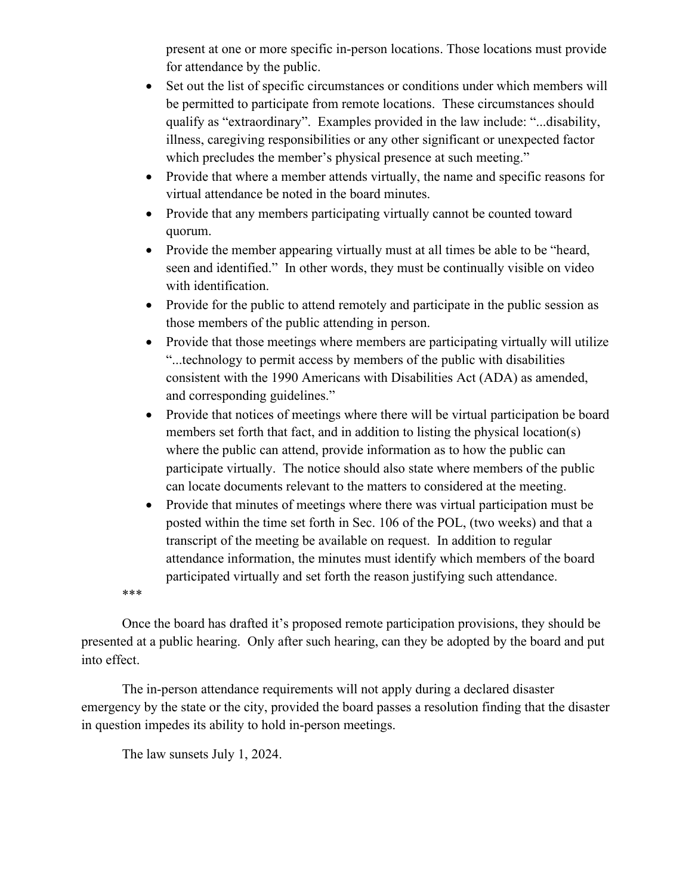present at one or more specific in-person locations. Those locations must provide for attendance by the public.

- Set out the list of specific circumstances or conditions under which members will be permitted to participate from remote locations. These circumstances should qualify as "extraordinary". Examples provided in the law include: "...disability, illness, caregiving responsibilities or any other significant or unexpected factor which precludes the member's physical presence at such meeting."
- Provide that where a member attends virtually, the name and specific reasons for virtual attendance be noted in the board minutes.
- Provide that any members participating virtually cannot be counted toward quorum.
- Provide the member appearing virtually must at all times be able to be "heard, seen and identified." In other words, they must be continually visible on video with identification.
- Provide for the public to attend remotely and participate in the public session as those members of the public attending in person.
- Provide that those meetings where members are participating virtually will utilize "...technology to permit access by members of the public with disabilities consistent with the 1990 Americans with Disabilities Act (ADA) as amended, and corresponding guidelines."
- Provide that notices of meetings where there will be virtual participation be board members set forth that fact, and in addition to listing the physical location(s) where the public can attend, provide information as to how the public can participate virtually. The notice should also state where members of the public can locate documents relevant to the matters to considered at the meeting.
- Provide that minutes of meetings where there was virtual participation must be posted within the time set forth in Sec. 106 of the POL, (two weeks) and that a transcript of the meeting be available on request. In addition to regular attendance information, the minutes must identify which members of the board participated virtually and set forth the reason justifying such attendance.

***

Once the board has drafted it's proposed remote participation provisions, they should be presented at a public hearing. Only after such hearing, can they be adopted by the board and put into effect.

The in-person attendance requirements will not apply during a declared disaster emergency by the state or the city, provided the board passes a resolution finding that the disaster in question impedes its ability to hold in-person meetings.

The law sunsets July 1, 2024.